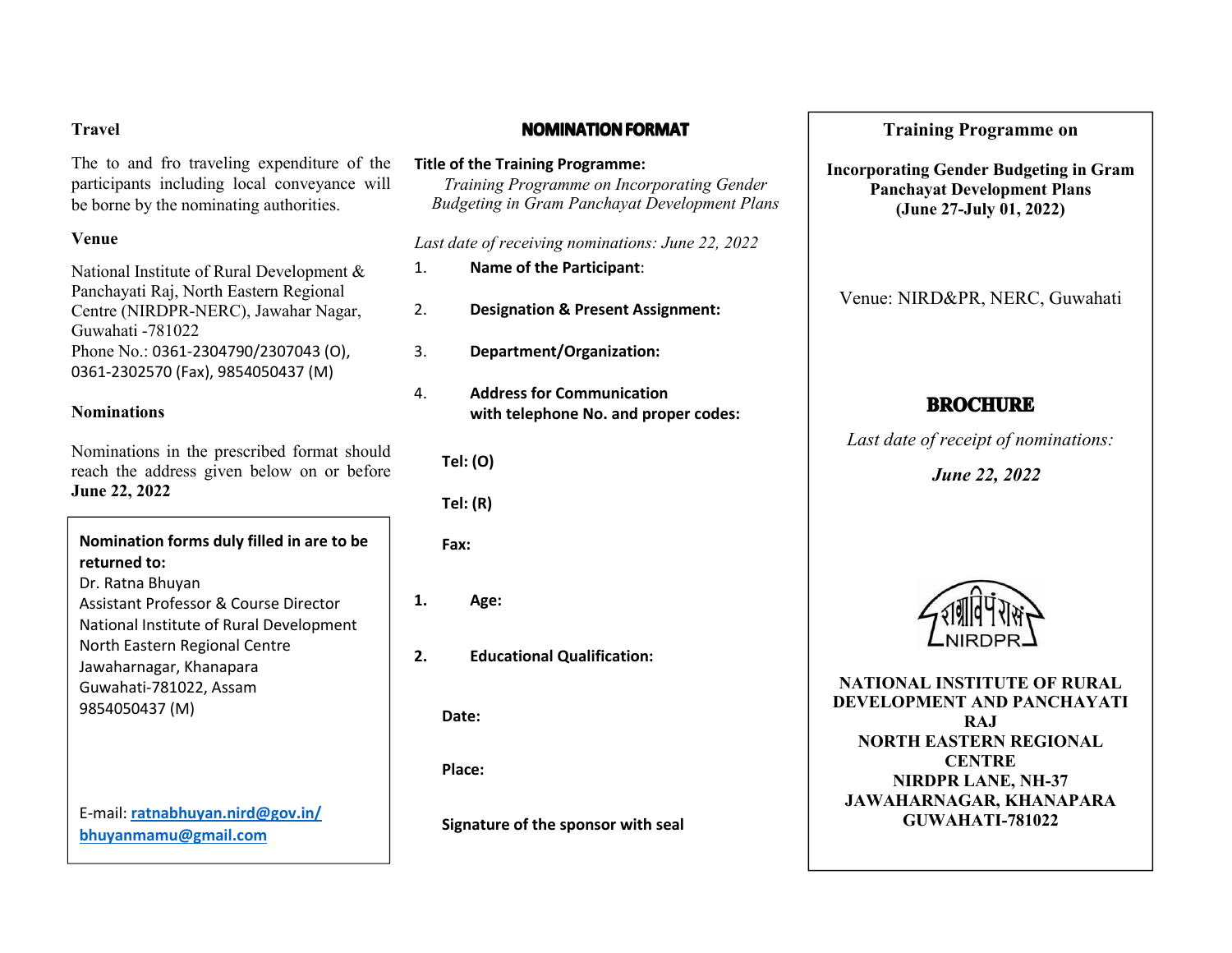### Travel

The to and fro traveling expenditure of the participants including local conveyance will be borne by the nominating authorities.

### Venue

National Institute of Rural Development & Panchayati Raj, North Eastern Regional Centre (NIRDPR-NERC), Jawahar Nagar, Guwahati -781022
Phone No.: 0361-2304790/2307043 (O), 0361-2302570 (Fax), 9854050437 (M)

### Nominations

Nominations in the prescribed format should reach the address given below on or before **June 22, 2022**

**Nomination forms duly filled in are to be returned to:**
Dr. Ratna Bhuyan
Assistant Professor & Course Director
National Institute of Rural Development
North Eastern Regional Centre
Jawaharnagar, Khanapara
Guwahati-781022, Assam
9854050437 (M)

E-mail: **ratnabhuyan.nird@gov.in/ bhuyanmamu@gmail.com**

## NOMINATION FORMAT

**Title of the Training Programme:**
*Training Programme on Incorporating Gender Budgeting in Gram Panchayat Development Plans*

*Last date of receiving nominations: June 22, 2022*

1. **Name of the Participant**:
2. **Designation & Present Assignment:**
3. **Department/Organization:**
4. **Address for Communication with telephone No. and proper codes:**

**Tel: (O)**

**Tel: (R)**

**Fax:**

1. **Age:**
2. **Educational Qualification:**

**Date:**

**Place:**

**Signature of the sponsor with seal**

**Training Programme on**

**Incorporating Gender Budgeting in Gram Panchayat Development Plans (June 27-July 01, 2022)**

Venue: NIRD&PR, NERC, Guwahati

## BROCHURE

*Last date of receipt of nominations:*

***June 22, 2022***

राग्राविपंरासं NIRDPR

**NATIONAL INSTITUTE OF RURAL DEVELOPMENT AND PANCHAYATI RAJ**
**NORTH EASTERN REGIONAL CENTRE**
**NIRDPR LANE, NH-37**
**JAWAHARNAGAR, KHANAPARA**
**GUWAHATI-781022**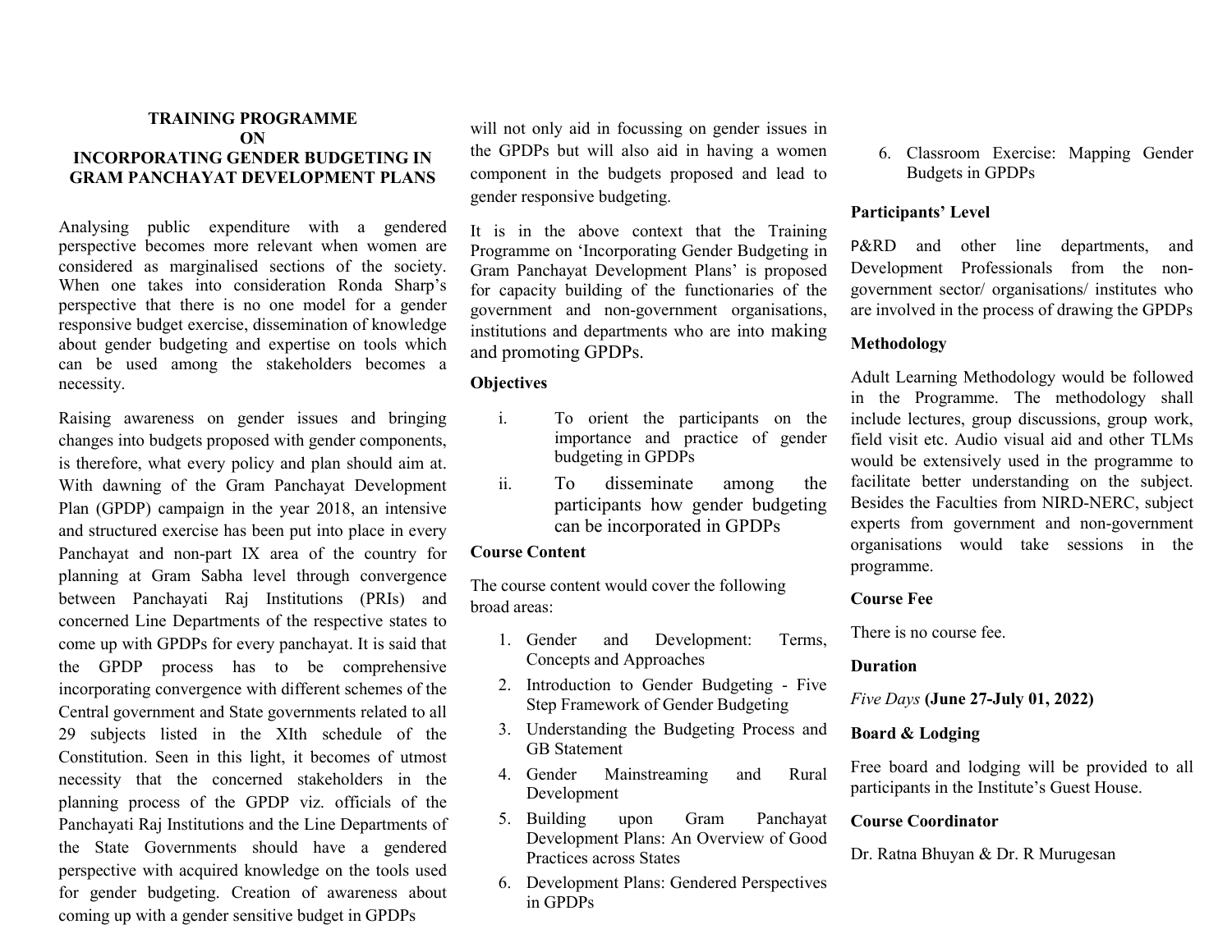# TRAINING PROGRAMME
# ON
# INCORPORATING GENDER BUDGETING IN GRAM PANCHAYAT DEVELOPMENT PLANS

Analysing public expenditure with a gendered perspective becomes more relevant when women are considered as marginalised sections of the society. When one takes into consideration Ronda Sharp's perspective that there is no one model for a gender responsive budget exercise, dissemination of knowledge about gender budgeting and expertise on tools which can be used among the stakeholders becomes a necessity.

Raising awareness on gender issues and bringing changes into budgets proposed with gender components, is therefore, what every policy and plan should aim at. With dawning of the Gram Panchayat Development Plan (GPDP) campaign in the year 2018, an intensive and structured exercise has been put into place in every Panchayat and non-part IX area of the country for planning at Gram Sabha level through convergence between Panchayati Raj Institutions (PRIs) and concerned Line Departments of the respective states to come up with GPDPs for every panchayat. It is said that the GPDP process has to be comprehensive incorporating convergence with different schemes of the Central government and State governments related to all 29 subjects listed in the XIth schedule of the Constitution. Seen in this light, it becomes of utmost necessity that the concerned stakeholders in the planning process of the GPDP viz. officials of the Panchayati Raj Institutions and the Line Departments of the State Governments should have a gendered perspective with acquired knowledge on the tools used for gender budgeting. Creation of awareness about coming up with a gender sensitive budget in GPDPs will not only aid in focussing on gender issues in the GPDPs but will also aid in having a women component in the budgets proposed and lead to gender responsive budgeting.

It is in the above context that the Training Programme on 'Incorporating Gender Budgeting in Gram Panchayat Development Plans' is proposed for capacity building of the functionaries of the government and non-government organisations, institutions and departments who are into making and promoting GPDPs.

**Objectives**

i. To orient the participants on the importance and practice of gender budgeting in GPDPs
ii. To disseminate among the participants how gender budgeting can be incorporated in GPDPs

**Course Content**

The course content would cover the following broad areas:

1. Gender and Development: Terms, Concepts and Approaches
2. Introduction to Gender Budgeting - Five Step Framework of Gender Budgeting
3. Understanding the Budgeting Process and GB Statement
4. Gender Mainstreaming and Rural Development
5. Building upon Gram Panchayat Development Plans: An Overview of Good Practices across States
6. Development Plans: Gendered Perspectives in GPDPs
6. Classroom Exercise: Mapping Gender Budgets in GPDPs

**Participants' Level**

P&RD and other line departments, and Development Professionals from the non-government sector/ organisations/ institutes who are involved in the process of drawing the GPDPs

**Methodology**

Adult Learning Methodology would be followed in the Programme. The methodology shall include lectures, group discussions, group work, field visit etc. Audio visual aid and other TLMs would be extensively used in the programme to facilitate better understanding on the subject. Besides the Faculties from NIRD-NERC, subject experts from government and non-government organisations would take sessions in the programme.

**Course Fee**

There is no course fee.

**Duration**

*Five Days* **(June 27-July 01, 2022)**

**Board & Lodging**

Free board and lodging will be provided to all participants in the Institute's Guest House.

**Course Coordinator**

Dr. Ratna Bhuyan & Dr. R Murugesan